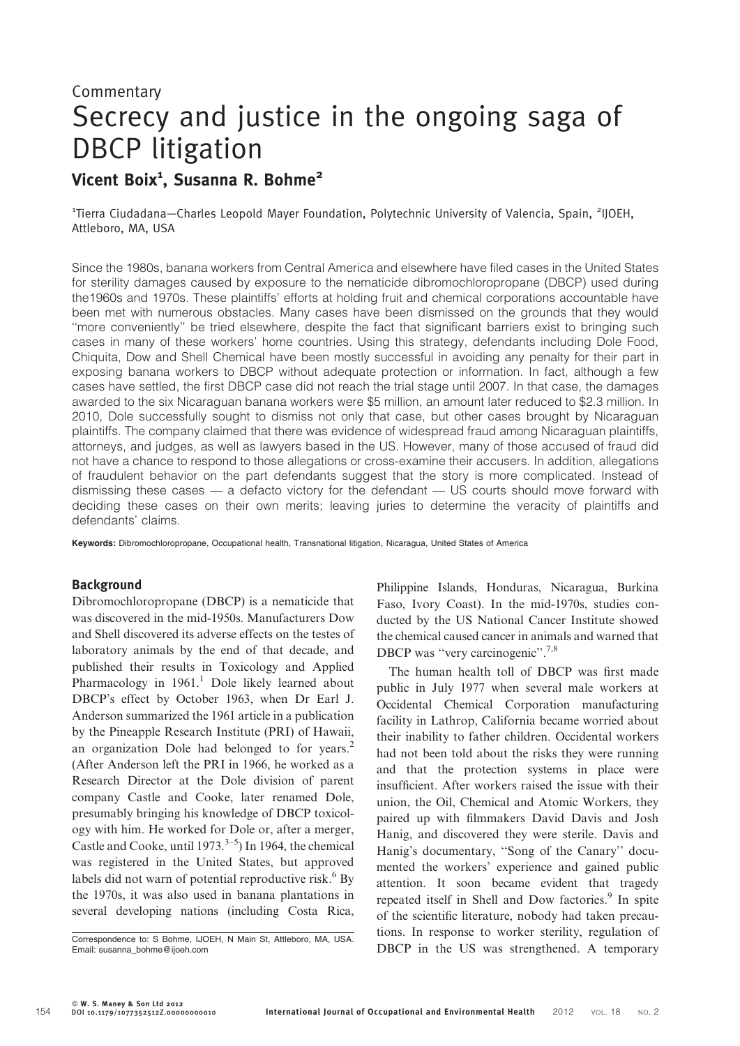Commentary

# Secrecy and justice in the ongoing saga of DBCP litigation

**Vicent Boix[1], Susanna R. Bohme[2]**

[1]Tierra Ciudadana—Charles Leopold Mayer Foundation, Polytechnic University of Valencia, Spain, [2]IJOEH, Attleboro, MA, USA

Since the 1980s, banana workers from Central America and elsewhere have filed cases in the United States for sterility damages caused by exposure to the nematicide dibromochloropropane (DBCP) used during the1960s and 1970s. These plaintiffs' efforts at holding fruit and chemical corporations accountable have been met with numerous obstacles. Many cases have been dismissed on the grounds that they would ''more conveniently'' be tried elsewhere, despite the fact that significant barriers exist to bringing such cases in many of these workers' home countries. Using this strategy, defendants including Dole Food, Chiquita, Dow and Shell Chemical have been mostly successful in avoiding any penalty for their part in exposing banana workers to DBCP without adequate protection or information. In fact, although a few cases have settled, the first DBCP case did not reach the trial stage until 2007. In that case, the damages awarded to the six Nicaraguan banana workers were \$5 million, an amount later reduced to \$2.3 million. In 2010, Dole successfully sought to dismiss not only that case, but other cases brought by Nicaraguan plaintiffs. The company claimed that there was evidence of widespread fraud among Nicaraguan plaintiffs, attorneys, and judges, as well as lawyers based in the US. However, many of those accused of fraud did not have a chance to respond to those allegations or cross-examine their accusers. In addition, allegations of fraudulent behavior on the part defendants suggest that the story is more complicated. Instead of dismissing these cases — a defacto victory for the defendant — US courts should move forward with deciding these cases on their own merits; leaving juries to determine the veracity of plaintiffs and defendants' claims.

**Keywords:** Dibromochloropropane, Occupational health, Transnational litigation, Nicaragua, United States of America

## Background

Dibromochloropropane (DBCP) is a nematicide that was discovered in the mid-1950s. Manufacturers Dow and Shell discovered its adverse effects on the testes of laboratory animals by the end of that decade, and published their results in Toxicology and Applied Pharmacology in 1961.[1] Dole likely learned about DBCP's effect by October 1963, when Dr Earl J. Anderson summarized the 1961 article in a publication by the Pineapple Research Institute (PRI) of Hawaii, an organization Dole had belonged to for years.[2] (After Anderson left the PRI in 1966, he worked as a Research Director at the Dole division of parent company Castle and Cooke, later renamed Dole, presumably bringing his knowledge of DBCP toxicology with him. He worked for Dole or, after a merger, Castle and Cooke, until 1973.[3–5]) In 1964, the chemical was registered in the United States, but approved labels did not warn of potential reproductive risk.[6] By the 1970s, it was also used in banana plantations in several developing nations (including Costa Rica, Philippine Islands, Honduras, Nicaragua, Burkina Faso, Ivory Coast). In the mid-1970s, studies conducted by the US National Cancer Institute showed the chemical caused cancer in animals and warned that DBCP was ''very carcinogenic''.[7,8]

The human health toll of DBCP was first made public in July 1977 when several male workers at Occidental Chemical Corporation manufacturing facility in Lathrop, California became worried about their inability to father children. Occidental workers had not been told about the risks they were running and that the protection systems in place were insufficient. After workers raised the issue with their union, the Oil, Chemical and Atomic Workers, they paired up with filmmakers David Davis and Josh Hanig, and discovered they were sterile. Davis and Hanig's documentary, ''Song of the Canary'' documented the workers' experience and gained public attention. It soon became evident that tragedy repeated itself in Shell and Dow factories.[9] In spite of the scientific literature, nobody had taken precautions. In response to worker sterility, regulation of DBCP in the US was strengthened. A temporary

Correspondence to: S Bohme, IJOEH, N Main St, Attleboro, MA, USA. Email: susanna_bohme@ijoeh.com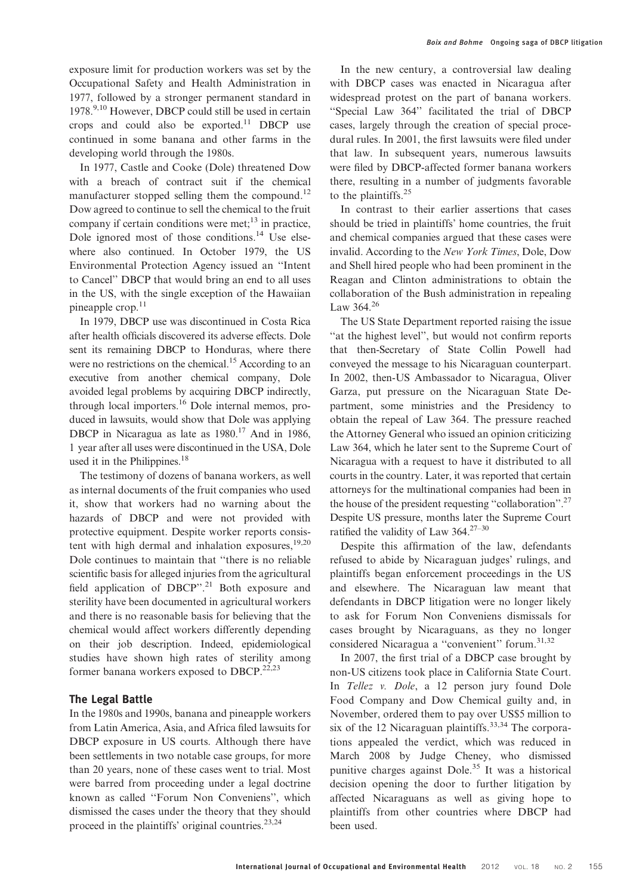exposure limit for production workers was set by the Occupational Safety and Health Administration in 1977, followed by a stronger permanent standard in 1978.[9,10] However, DBCP could still be used in certain crops and could also be exported.[11] DBCP use continued in some banana and other farms in the developing world through the 1980s.

In 1977, Castle and Cooke (Dole) threatened Dow with a breach of contract suit if the chemical manufacturer stopped selling them the compound.[12] Dow agreed to continue to sell the chemical to the fruit company if certain conditions were met;[13] in practice, Dole ignored most of those conditions.[14] Use elsewhere also continued. In October 1979, the US Environmental Protection Agency issued an ''Intent to Cancel'' DBCP that would bring an end to all uses in the US, with the single exception of the Hawaiian pineapple crop.[11]

In 1979, DBCP use was discontinued in Costa Rica after health officials discovered its adverse effects. Dole sent its remaining DBCP to Honduras, where there were no restrictions on the chemical.[15] According to an executive from another chemical company, Dole avoided legal problems by acquiring DBCP indirectly, through local importers.[16] Dole internal memos, produced in lawsuits, would show that Dole was applying DBCP in Nicaragua as late as 1980.[17] And in 1986, 1 year after all uses were discontinued in the USA, Dole used it in the Philippines.[18]

The testimony of dozens of banana workers, as well as internal documents of the fruit companies who used it, show that workers had no warning about the hazards of DBCP and were not provided with protective equipment. Despite worker reports consistent with high dermal and inhalation exposures,[19,20] Dole continues to maintain that ''there is no reliable scientific basis for alleged injuries from the agricultural field application of DBCP''.[21] Both exposure and sterility have been documented in agricultural workers and there is no reasonable basis for believing that the chemical would affect workers differently depending on their job description. Indeed, epidemiological studies have shown high rates of sterility among former banana workers exposed to DBCP.[22,23]

## The Legal Battle

In the 1980s and 1990s, banana and pineapple workers from Latin America, Asia, and Africa filed lawsuits for DBCP exposure in US courts. Although there have been settlements in two notable case groups, for more than 20 years, none of these cases went to trial. Most were barred from proceeding under a legal doctrine known as called ''Forum Non Conveniens'', which dismissed the cases under the theory that they should proceed in the plaintiffs' original countries.[23,24]

In the new century, a controversial law dealing with DBCP cases was enacted in Nicaragua after widespread protest on the part of banana workers. ''Special Law 364'' facilitated the trial of DBCP cases, largely through the creation of special procedural rules. In 2001, the first lawsuits were filed under that law. In subsequent years, numerous lawsuits were filed by DBCP-affected former banana workers there, resulting in a number of judgments favorable to the plaintiffs.[25]

In contrast to their earlier assertions that cases should be tried in plaintiffs' home countries, the fruit and chemical companies argued that these cases were invalid. According to the *New York Times*, Dole, Dow and Shell hired people who had been prominent in the Reagan and Clinton administrations to obtain the collaboration of the Bush administration in repealing Law 364.[26]

The US State Department reported raising the issue ''at the highest level'', but would not confirm reports that then-Secretary of State Collin Powell had conveyed the message to his Nicaraguan counterpart. In 2002, then-US Ambassador to Nicaragua, Oliver Garza, put pressure on the Nicaraguan State Department, some ministries and the Presidency to obtain the repeal of Law 364. The pressure reached the Attorney General who issued an opinion criticizing Law 364, which he later sent to the Supreme Court of Nicaragua with a request to have it distributed to all courts in the country. Later, it was reported that certain attorneys for the multinational companies had been in the house of the president requesting ''collaboration''.[27] Despite US pressure, months later the Supreme Court ratified the validity of Law 364.[27–30]

Despite this affirmation of the law, defendants refused to abide by Nicaraguan judges' rulings, and plaintiffs began enforcement proceedings in the US and elsewhere. The Nicaraguan law meant that defendants in DBCP litigation were no longer likely to ask for Forum Non Conveniens dismissals for cases brought by Nicaraguans, as they no longer considered Nicaragua a ''convenient'' forum.[31,32]

In 2007, the first trial of a DBCP case brought by non-US citizens took place in California State Court. In *Tellez v. Dole*, a 12 person jury found Dole Food Company and Dow Chemical guilty and, in November, ordered them to pay over US$5 million to six of the 12 Nicaraguan plaintiffs.[33,34] The corporations appealed the verdict, which was reduced in March 2008 by Judge Cheney, who dismissed punitive charges against Dole.[35] It was a historical decision opening the door to further litigation by affected Nicaraguans as well as giving hope to plaintiffs from other countries where DBCP had been used.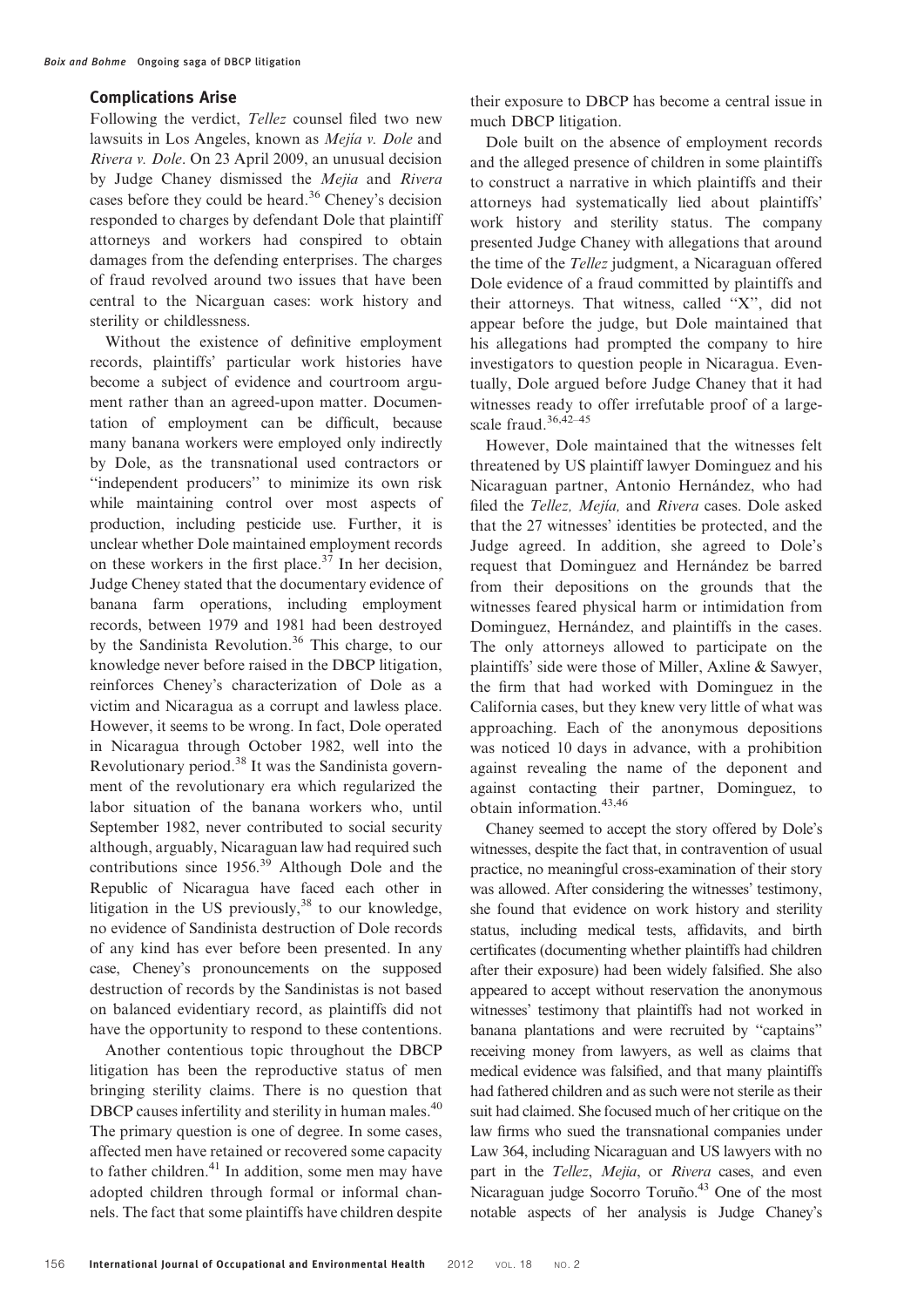### Complications Arise

Following the verdict, *Tellez* counsel filed two new lawsuits in Los Angeles, known as *Mejía v. Dole* and *Rivera v. Dole*. On 23 April 2009, an unusual decision by Judge Chaney dismissed the *Mejia* and *Rivera* cases before they could be heard.[36] Cheney's decision responded to charges by defendant Dole that plaintiff attorneys and workers had conspired to obtain damages from the defending enterprises. The charges of fraud revolved around two issues that have been central to the Nicarguan cases: work history and sterility or childlessness.

Without the existence of definitive employment records, plaintiffs' particular work histories have become a subject of evidence and courtroom argument rather than an agreed-upon matter. Documentation of employment can be difficult, because many banana workers were employed only indirectly by Dole, as the transnational used contractors or "independent producers" to minimize its own risk while maintaining control over most aspects of production, including pesticide use. Further, it is unclear whether Dole maintained employment records on these workers in the first place.[37] In her decision, Judge Cheney stated that the documentary evidence of banana farm operations, including employment records, between 1979 and 1981 had been destroyed by the Sandinista Revolution.[36] This charge, to our knowledge never before raised in the DBCP litigation, reinforces Cheney's characterization of Dole as a victim and Nicaragua as a corrupt and lawless place. However, it seems to be wrong. In fact, Dole operated in Nicaragua through October 1982, well into the Revolutionary period.[38] It was the Sandinista government of the revolutionary era which regularized the labor situation of the banana workers who, until September 1982, never contributed to social security although, arguably, Nicaraguan law had required such contributions since 1956.[39] Although Dole and the Republic of Nicaragua have faced each other in litigation in the US previously,[38] to our knowledge, no evidence of Sandinista destruction of Dole records of any kind has ever before been presented. In any case, Cheney's pronouncements on the supposed destruction of records by the Sandinistas is not based on balanced evidentiary record, as plaintiffs did not have the opportunity to respond to these contentions.

Another contentious topic throughout the DBCP litigation has been the reproductive status of men bringing sterility claims. There is no question that DBCP causes infertility and sterility in human males.[40] The primary question is one of degree. In some cases, affected men have retained or recovered some capacity to father children.[41] In addition, some men may have adopted children through formal or informal channels. The fact that some plaintiffs have children despite their exposure to DBCP has become a central issue in much DBCP litigation.

Dole built on the absence of employment records and the alleged presence of children in some plaintiffs to construct a narrative in which plaintiffs and their attorneys had systematically lied about plaintiffs' work history and sterility status. The company presented Judge Chaney with allegations that around the time of the *Tellez* judgment, a Nicaraguan offered Dole evidence of a fraud committed by plaintiffs and their attorneys. That witness, called "X", did not appear before the judge, but Dole maintained that his allegations had prompted the company to hire investigators to question people in Nicaragua. Eventually, Dole argued before Judge Chaney that it had witnesses ready to offer irrefutable proof of a large-scale fraud.[36,42–45]

However, Dole maintained that the witnesses felt threatened by US plaintiff lawyer Dominguez and his Nicaraguan partner, Antonio Hernández, who had filed the *Tellez, Mejía,* and *Rivera* cases. Dole asked that the 27 witnesses' identities be protected, and the Judge agreed. In addition, she agreed to Dole's request that Dominguez and Hernández be barred from their depositions on the grounds that the witnesses feared physical harm or intimidation from Dominguez, Hernández, and plaintiffs in the cases. The only attorneys allowed to participate on the plaintiffs' side were those of Miller, Axline & Sawyer, the firm that had worked with Dominguez in the California cases, but they knew very little of what was approaching. Each of the anonymous depositions was noticed 10 days in advance, with a prohibition against revealing the name of the deponent and against contacting their partner, Dominguez, to obtain information.[43,46]

Chaney seemed to accept the story offered by Dole's witnesses, despite the fact that, in contravention of usual practice, no meaningful cross-examination of their story was allowed. After considering the witnesses' testimony, she found that evidence on work history and sterility status, including medical tests, affidavits, and birth certificates (documenting whether plaintiffs had children after their exposure) had been widely falsified. She also appeared to accept without reservation the anonymous witnesses' testimony that plaintiffs had not worked in banana plantations and were recruited by "captains" receiving money from lawyers, as well as claims that medical evidence was falsified, and that many plaintiffs had fathered children and as such were not sterile as their suit had claimed. She focused much of her critique on the law firms who sued the transnational companies under Law 364, including Nicaraguan and US lawyers with no part in the *Tellez*, *Mejia*, or *Rivera* cases, and even Nicaraguan judge Socorro Toruño.[43] One of the most notable aspects of her analysis is Judge Chaney's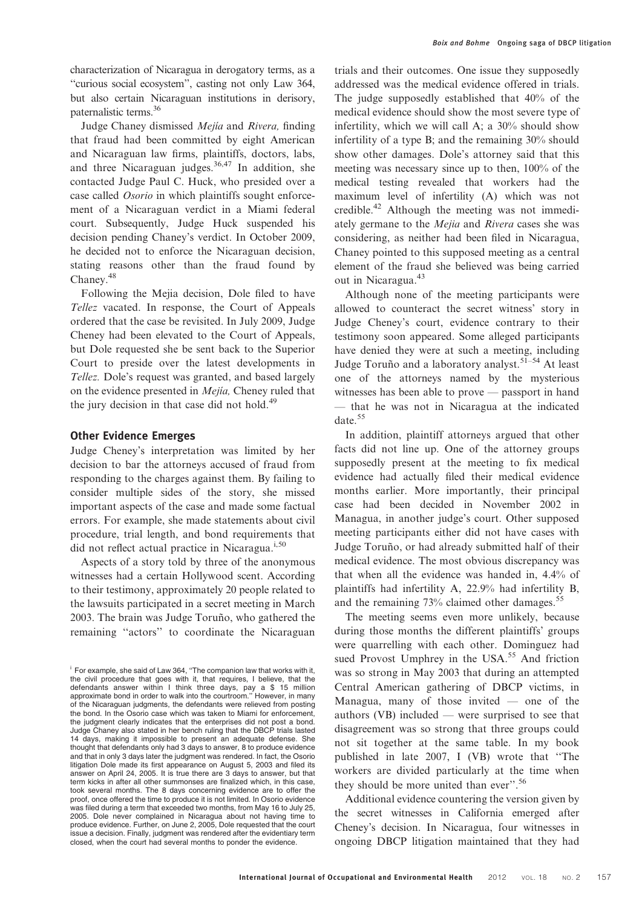characterization of Nicaragua in derogatory terms, as a "curious social ecosystem", casting not only Law 364, but also certain Nicaraguan institutions in derisory, paternalistic terms.[36]

Judge Chaney dismissed *Mejía* and *Rivera,* finding that fraud had been committed by eight American and Nicaraguan law firms, plaintiffs, doctors, labs, and three Nicaraguan judges.[36,47] In addition, she contacted Judge Paul C. Huck, who presided over a case called *Osorio* in which plaintiffs sought enforcement of a Nicaraguan verdict in a Miami federal court. Subsequently, Judge Huck suspended his decision pending Chaney's verdict. In October 2009, he decided not to enforce the Nicaraguan decision, stating reasons other than the fraud found by Chaney.[48]

Following the Mejia decision, Dole filed to have *Tellez* vacated. In response, the Court of Appeals ordered that the case be revisited. In July 2009, Judge Cheney had been elevated to the Court of Appeals, but Dole requested she be sent back to the Superior Court to preside over the latest developments in *Tellez.* Dole's request was granted, and based largely on the evidence presented in *Mejía,* Cheney ruled that the jury decision in that case did not hold.[49]

## Other Evidence Emerges

Judge Cheney's interpretation was limited by her decision to bar the attorneys accused of fraud from responding to the charges against them. By failing to consider multiple sides of the story, she missed important aspects of the case and made some factual errors. For example, she made statements about civil procedure, trial length, and bond requirements that did not reflect actual practice in Nicaragua.[i,50]

Aspects of a story told by three of the anonymous witnesses had a certain Hollywood scent. According to their testimony, approximately 20 people related to the lawsuits participated in a secret meeting in March 2003. The brain was Judge Toruño, who gathered the remaining "actors" to coordinate the Nicaraguan trials and their outcomes. One issue they supposedly addressed was the medical evidence offered in trials. The judge supposedly established that 40% of the medical evidence should show the most severe type of infertility, which we will call A; a 30% should show infertility of a type B; and the remaining 30% should show other damages. Dole's attorney said that this meeting was necessary since up to then, 100% of the medical testing revealed that workers had the maximum level of infertility (A) which was not credible.[42] Although the meeting was not immediately germane to the *Mejia* and *Rivera* cases she was considering, as neither had been filed in Nicaragua, Chaney pointed to this supposed meeting as a central element of the fraud she believed was being carried out in Nicaragua.[43]

Although none of the meeting participants were allowed to counteract the secret witness' story in Judge Cheney's court, evidence contrary to their testimony soon appeared. Some alleged participants have denied they were at such a meeting, including Judge Toruño and a laboratory analyst.[51–54] At least one of the attorneys named by the mysterious witnesses has been able to prove — passport in hand — that he was not in Nicaragua at the indicated date.[55]

In addition, plaintiff attorneys argued that other facts did not line up. One of the attorney groups supposedly present at the meeting to fix medical evidence had actually filed their medical evidence months earlier. More importantly, their principal case had been decided in November 2002 in Managua, in another judge's court. Other supposed meeting participants either did not have cases with Judge Toruño, or had already submitted half of their medical evidence. The most obvious discrepancy was that when all the evidence was handed in, 4.4% of plaintiffs had infertility A, 22.9% had infertility B, and the remaining 73% claimed other damages.[55]

The meeting seems even more unlikely, because during those months the different plaintiffs' groups were quarrelling with each other. Dominguez had sued Provost Umphrey in the USA.[55] And friction was so strong in May 2003 that during an attempted Central American gathering of DBCP victims, in Managua, many of those invited — one of the authors (VB) included — were surprised to see that disagreement was so strong that three groups could not sit together at the same table. In my book published in late 2007, I (VB) wrote that "The workers are divided particularly at the time when they should be more united than ever".[56]

Additional evidence countering the version given by the secret witnesses in California emerged after Cheney's decision. In Nicaragua, four witnesses in ongoing DBCP litigation maintained that they had

---

[i] For example, she said of Law 364, "The companion law that works with it, the civil procedure that goes with it, that requires, I believe, that the defendants answer within I think three days, pay a $ 15 million approximate bond in order to walk into the courtroom." However, in many of the Nicaraguan judgments, the defendants were relieved from posting the bond. In the Osorio case which was taken to Miami for enforcement, the judgment clearly indicates that the enterprises did not post a bond. Judge Chaney also stated in her bench ruling that the DBCP trials lasted 14 days, making it impossible to present an adequate defense. She thought that defendants only had 3 days to answer, 8 to produce evidence and that in only 3 days later the judgment was rendered. In fact, the Osorio litigation Dole made its first appearance on August 5, 2003 and filed its answer on April 24, 2005. It is true there are 3 days to answer, but that term kicks in after all other summonses are finalized which, in this case, took several months. The 8 days concerning evidence are to offer the proof, once offered the time to produce it is not limited. In Osorio evidence was filed during a term that exceeded two months, from May 16 to July 25, 2005. Dole never complained in Nicaragua about not having time to produce evidence. Further, on June 2, 2005, Dole requested that the court issue a decision. Finally, judgment was rendered after the evidentiary term closed, when the court had several months to ponder the evidence.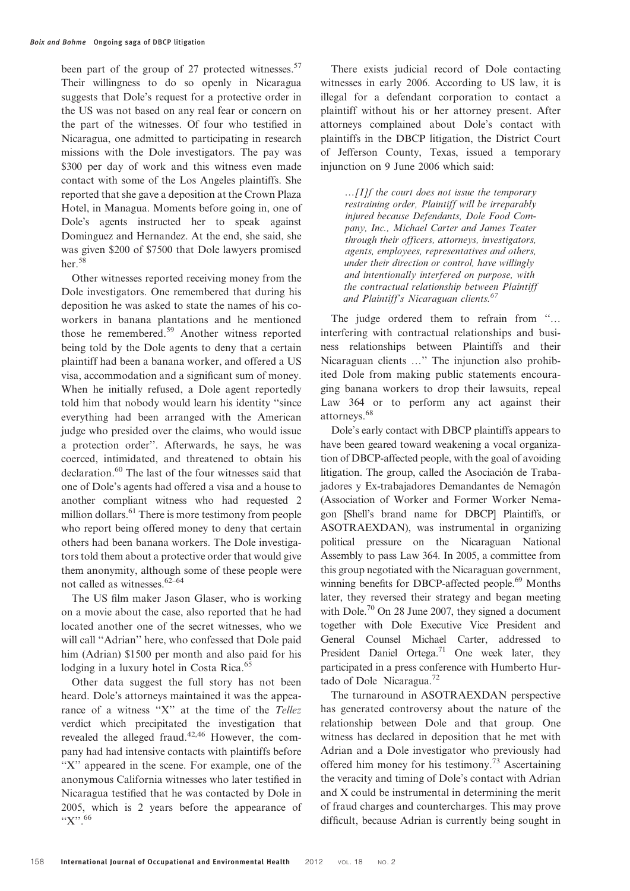been part of the group of 27 protected witnesses.[57] Their willingness to do so openly in Nicaragua suggests that Dole's request for a protective order in the US was not based on any real fear or concern on the part of the witnesses. Of four who testified in Nicaragua, one admitted to participating in research missions with the Dole investigators. The pay was $300 per day of work and this witness even made contact with some of the Los Angeles plaintiffs. She reported that she gave a deposition at the Crown Plaza Hotel, in Managua. Moments before going in, one of Dole's agents instructed her to speak against Dominguez and Hernandez. At the end, she said, she was given $200 of $7500 that Dole lawyers promised her.[58]

Other witnesses reported receiving money from the Dole investigators. One remembered that during his deposition he was asked to state the names of his co-workers in banana plantations and he mentioned those he remembered.[59] Another witness reported being told by the Dole agents to deny that a certain plaintiff had been a banana worker, and offered a US visa, accommodation and a significant sum of money. When he initially refused, a Dole agent reportedly told him that nobody would learn his identity ''since everything had been arranged with the American judge who presided over the claims, who would issue a protection order''. Afterwards, he says, he was coerced, intimidated, and threatened to obtain his declaration.[60] The last of the four witnesses said that one of Dole's agents had offered a visa and a house to another compliant witness who had requested 2 million dollars.[61] There is more testimony from people who report being offered money to deny that certain others had been banana workers. The Dole investigators told them about a protective order that would give them anonymity, although some of these people were not called as witnesses.[62–64]

The US film maker Jason Glaser, who is working on a movie about the case, also reported that he had located another one of the secret witnesses, who we will call ''Adrian'' here, who confessed that Dole paid him (Adrian) $1500 per month and also paid for his lodging in a luxury hotel in Costa Rica.[65]

Other data suggest the full story has not been heard. Dole's attorneys maintained it was the appearance of a witness ''X'' at the time of the *Tellez* verdict which precipitated the investigation that revealed the alleged fraud.[42,46] However, the company had had intensive contacts with plaintiffs before ''X'' appeared in the scene. For example, one of the anonymous California witnesses who later testified in Nicaragua testified that he was contacted by Dole in 2005, which is 2 years before the appearance of ''X''.[66]

There exists judicial record of Dole contacting witnesses in early 2006. According to US law, it is illegal for a defendant corporation to contact a plaintiff without his or her attorney present. After attorneys complained about Dole's contact with plaintiffs in the DBCP litigation, the District Court of Jefferson County, Texas, issued a temporary injunction on 9 June 2006 which said:

> *…[I]f the court does not issue the temporary restraining order, Plaintiff will be irreparably injured because Defendants, Dole Food Company, Inc., Michael Carter and James Teater through their officers, attorneys, investigators, agents, employees, representatives and others, under their direction or control, have willingly and intentionally interfered on purpose, with the contractual relationship between Plaintiff and Plaintiff's Nicaraguan clients.*[67]

The judge ordered them to refrain from ''… interfering with contractual relationships and business relationships between Plaintiffs and their Nicaraguan clients …'' The injunction also prohibited Dole from making public statements encouraging banana workers to drop their lawsuits, repeal Law 364 or to perform any act against their attorneys.[68]

Dole's early contact with DBCP plaintiffs appears to have been geared toward weakening a vocal organization of DBCP-affected people, with the goal of avoiding litigation. The group, called the Asociación de Trabajadores y Ex-trabajadores Demandantes de Nemagón (Association of Worker and Former Worker Nemagon [Shell's brand name for DBCP] Plaintiffs, or ASOTRAEXDAN), was instrumental in organizing political pressure on the Nicaraguan National Assembly to pass Law 364. In 2005, a committee from this group negotiated with the Nicaraguan government, winning benefits for DBCP-affected people.[69] Months later, they reversed their strategy and began meeting with Dole.[70] On 28 June 2007, they signed a document together with Dole Executive Vice President and General Counsel Michael Carter, addressed to President Daniel Ortega.[71] One week later, they participated in a press conference with Humberto Hurtado of Dole Nicaragua.[72]

The turnaround in ASOTRAEXDAN perspective has generated controversy about the nature of the relationship between Dole and that group. One witness has declared in deposition that he met with Adrian and a Dole investigator who previously had offered him money for his testimony.[73] Ascertaining the veracity and timing of Dole's contact with Adrian and X could be instrumental in determining the merit of fraud charges and countercharges. This may prove difficult, because Adrian is currently being sought in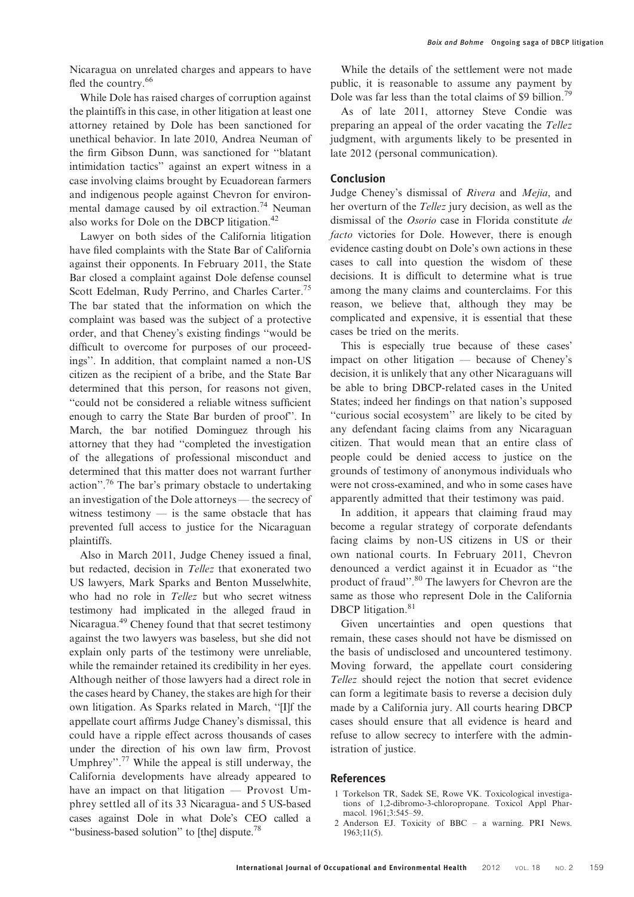Nicaragua on unrelated charges and appears to have fled the country.[66]

While Dole has raised charges of corruption against the plaintiffs in this case, in other litigation at least one attorney retained by Dole has been sanctioned for unethical behavior. In late 2010, Andrea Neuman of the firm Gibson Dunn, was sanctioned for ''blatant intimidation tactics'' against an expert witness in a case involving claims brought by Ecuadorean farmers and indigenous people against Chevron for environmental damage caused by oil extraction.[74] Neuman also works for Dole on the DBCP litigation.[42]

Lawyer on both sides of the California litigation have filed complaints with the State Bar of California against their opponents. In February 2011, the State Bar closed a complaint against Dole defense counsel Scott Edelman, Rudy Perrino, and Charles Carter.[75] The bar stated that the information on which the complaint was based was the subject of a protective order, and that Cheney's existing findings ''would be difficult to overcome for purposes of our proceedings''. In addition, that complaint named a non-US citizen as the recipient of a bribe, and the State Bar determined that this person, for reasons not given, ''could not be considered a reliable witness sufficient enough to carry the State Bar burden of proof''. In March, the bar notified Dominguez through his attorney that they had ''completed the investigation of the allegations of professional misconduct and determined that this matter does not warrant further action''.[76] The bar's primary obstacle to undertaking an investigation of the Dole attorneys — the secrecy of witness testimony — is the same obstacle that has prevented full access to justice for the Nicaraguan plaintiffs.

Also in March 2011, Judge Cheney issued a final, but redacted, decision in *Tellez* that exonerated two US lawyers, Mark Sparks and Benton Musselwhite, who had no role in *Tellez* but who secret witness testimony had implicated in the alleged fraud in Nicaragua.[49] Cheney found that that secret testimony against the two lawyers was baseless, but she did not explain only parts of the testimony were unreliable, while the remainder retained its credibility in her eyes. Although neither of those lawyers had a direct role in the cases heard by Chaney, the stakes are high for their own litigation. As Sparks related in March, ''[I]f the appellate court affirms Judge Chaney's dismissal, this could have a ripple effect across thousands of cases under the direction of his own law firm, Provost Umphrey''.[77] While the appeal is still underway, the California developments have already appeared to have an impact on that litigation — Provost Umphrey settled all of its 33 Nicaragua- and 5 US-based cases against Dole in what Dole's CEO called a ''business-based solution'' to [the] dispute.[78]

While the details of the settlement were not made public, it is reasonable to assume any payment by Dole was far less than the total claims of $9 billion.[79]

As of late 2011, attorney Steve Condie was preparing an appeal of the order vacating the *Tellez* judgment, with arguments likely to be presented in late 2012 (personal communication).

## Conclusion

Judge Cheney's dismissal of *Rivera* and *Mejia*, and her overturn of the *Tellez* jury decision, as well as the dismissal of the *Osorio* case in Florida constitute *de facto* victories for Dole. However, there is enough evidence casting doubt on Dole's own actions in these cases to call into question the wisdom of these decisions. It is difficult to determine what is true among the many claims and counterclaims. For this reason, we believe that, although they may be complicated and expensive, it is essential that these cases be tried on the merits.

This is especially true because of these cases' impact on other litigation — because of Cheney's decision, it is unlikely that any other Nicaraguans will be able to bring DBCP-related cases in the United States; indeed her findings on that nation's supposed ''curious social ecosystem'' are likely to be cited by any defendant facing claims from any Nicaraguan citizen. That would mean that an entire class of people could be denied access to justice on the grounds of testimony of anonymous individuals who were not cross-examined, and who in some cases have apparently admitted that their testimony was paid.

In addition, it appears that claiming fraud may become a regular strategy of corporate defendants facing claims by non-US citizens in US or their own national courts. In February 2011, Chevron denounced a verdict against it in Ecuador as ''the product of fraud''.[80] The lawyers for Chevron are the same as those who represent Dole in the California DBCP litigation.[81]

Given uncertainties and open questions that remain, these cases should not have be dismissed on the basis of undisclosed and uncountered testimony. Moving forward, the appellate court considering *Tellez* should reject the notion that secret evidence can form a legitimate basis to reverse a decision duly made by a California jury. All courts hearing DBCP cases should ensure that all evidence is heard and refuse to allow secrecy to interfere with the administration of justice.

## References

1 Torkelson TR, Sadek SE, Rowe VK. Toxicological investigations of 1,2-dibromo-3-chloropropane. Toxicol Appl Pharmacol. 1961;3:545–59.

2 Anderson EJ. Toxicity of BBC – a warning. PRI News. 1963;11(5).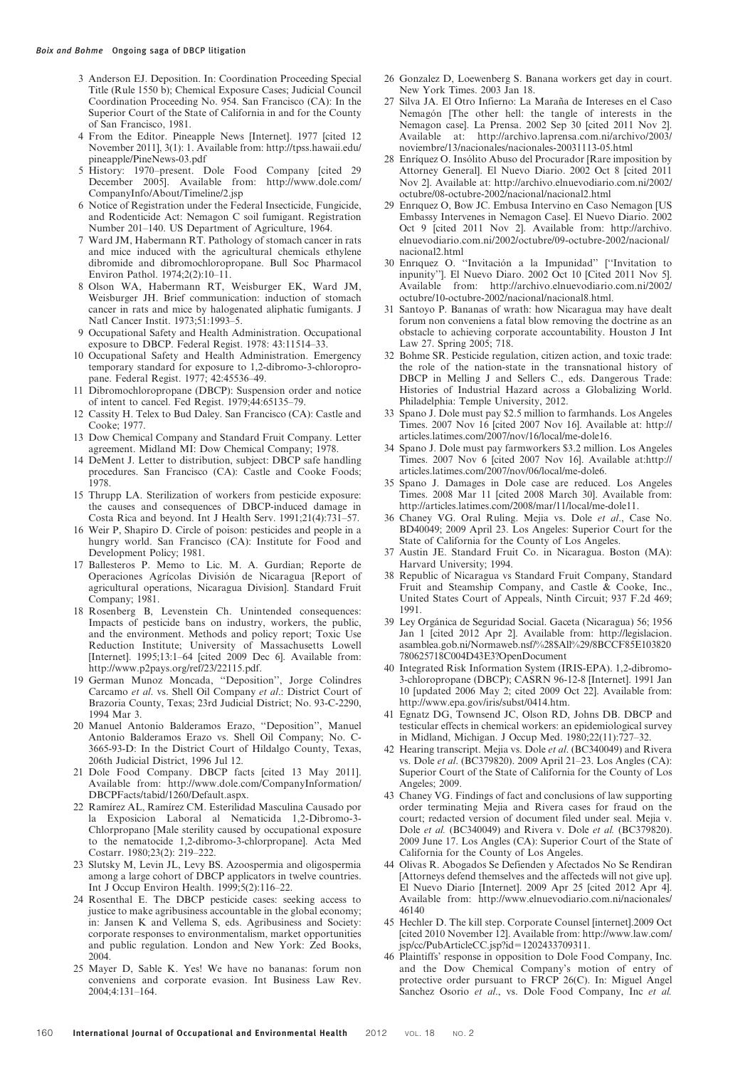3 Anderson EJ. Deposition. In: Coordination Proceeding Special Title (Rule 1550 b); Chemical Exposure Cases; Judicial Council Coordination Proceeding No. 954. San Francisco (CA): In the Superior Court of the State of California in and for the County of San Francisco, 1981.

4 From the Editor. Pineapple News [Internet]. 1977 [cited 12 November 2011], 3(1): 1. Available from: http://tpss.hawaii.edu/pineapple/PineNews-03.pdf

5 History: 1970–present. Dole Food Company [cited 29 December 2005]. Available from: http://www.dole.com/CompanyInfo/About/Timeline/2.jsp

6 Notice of Registration under the Federal Insecticide, Fungicide, and Rodenticide Act: Nemagon C soil fumigant. Registration Number 201–140. US Department of Agriculture, 1964.

7 Ward JM, Habermann RT. Pathology of stomach cancer in rats and mice induced with the agricultural chemicals ethylene dibromide and dibromochloropropane. Bull Soc Pharmacol Environ Pathol. 1974;2(2):10–11.

8 Olson WA, Habermann RT, Weisburger EK, Ward JM, Weisburger JH. Brief communication: induction of stomach cancer in rats and mice by halogenated aliphatic fumigants. J Natl Cancer Instit. 1973;51:1993–5.

9 Occupational Safety and Health Administration. Occupational exposure to DBCP. Federal Regist. 1978: 43:11514–33.

10 Occupational Safety and Health Administration. Emergency temporary standard for exposure to 1,2-dibromo-3-chloropropane. Federal Regist. 1977; 42:45536–49.

11 Dibromochloropropane (DBCP): Suspension order and notice of intent to cancel. Fed Regist. 1979;44:65135–79.

12 Cassity H. Telex to Bud Daley. San Francisco (CA): Castle and Cooke; 1977.

13 Dow Chemical Company and Standard Fruit Company. Letter agreement. Midland MI: Dow Chemical Company; 1978.

14 DeMent J. Letter to distribution, subject: DBCP safe handling procedures. San Francisco (CA): Castle and Cooke Foods; 1978.

15 Thrupp LA. Sterilization of workers from pesticide exposure: the causes and consequences of DBCP-induced damage in Costa Rica and beyond. Int J Health Serv. 1991;21(4):731–57.

16 Weir P, Shapiro D. Circle of poison: pesticides and people in a hungry world. San Francisco (CA): Institute for Food and Development Policy; 1981.

17 Ballesteros P. Memo to Lic. M. A. Gurdian; Reporte de Operaciones Agrícolas División de Nicaragua [Report of agricultural operations, Nicaragua Division]. Standard Fruit Company; 1981.

18 Rosenberg B, Levenstein Ch. Unintended consequences: Impacts of pesticide bans on industry, workers, the public, and the environment. Methods and policy report; Toxic Use Reduction Institute; University of Massachusetts Lowell [Internet]. 1995;13:1–64 [cited 2009 Dec 6]. Available from: http://www.p2pays.org/ref/23/22115.pdf.

19 German Munoz Moncada, "Deposition", Jorge Colindres Carcamo *et al*. vs. Shell Oil Company *et al*.: District Court of Brazoria County, Texas; 23rd Judicial District; No. 93-C-2290, 1994 Mar 3.

20 Manuel Antonio Balderamos Erazo, "Deposition", Manuel Antonio Balderamos Erazo vs. Shell Oil Company; No. C-3665-93-D: In the District Court of Hildalgo County, Texas, 206th Judicial District, 1996 Jul 12.

21 Dole Food Company. DBCP facts [cited 13 May 2011]. Available from: http://www.dole.com/CompanyInformation/DBCPFacts/tabid/1260/Default.aspx.

22 Ramírez AL, Ramírez CM. Esterilidad Masculina Causado por la Exposicion Laboral al Nematicida 1,2-Dibromo-3-Chlorpropano [Male sterility caused by occupational exposure to the nematocide 1,2-dibromo-3-chlorpropane]. Acta Med Costarr. 1980;23(2): 219–222.

23 Slutsky M, Levin JL, Levy BS. Azoospermia and oligospermia among a large cohort of DBCP applicators in twelve countries. Int J Occup Environ Health. 1999;5(2):116–22.

24 Rosenthal E. The DBCP pesticide cases: seeking access to justice to make agribusiness accountable in the global economy; in: Jansen K and Vellema S, eds. Agribusiness and Society: corporate responses to environmentalism, market opportunities and public regulation. London and New York: Zed Books, 2004.

25 Mayer D, Sable K. Yes! We have no bananas: forum non conveniens and corporate evasion. Int Business Law Rev. 2004;4:131–164.

26 Gonzalez D, Loewenberg S. Banana workers get day in court. New York Times. 2003 Jan 18.

27 Silva JA. El Otro Infierno: La Maraña de Intereses en el Caso Nemagón [The other hell: the tangle of interests in the Nemagon case]. La Prensa. 2002 Sep 30 [cited 2011 Nov 2]. Available at: http://archivo.laprensa.com.ni/archivo/2003/noviembre/13/nacionales/nacionales-20031113-05.html

28 Enríquez O. Insólito Abuso del Procurador [Rare imposition by Attorney General]. El Nuevo Diario. 2002 Oct 8 [cited 2011 Nov 2]. Available at: http://archivo.elnuevodiario.com.ni/2002/octubre/08-octubre-2002/nacional/nacional2.html

29 Enrıquez O, Bow JC. Embusa Intervino en Caso Nemagon [US Embassy Intervenes in Nemagon Case]. El Nuevo Diario. 2002 Oct 9 [cited 2011 Nov 2]. Available from: http://archivo.elnuevodiario.com.ni/2002/octubre/09-octubre-2002/nacional/nacional2.html

30 Enrıquez O. "Invitación a la Impunidad" ["Invitation to inpunity"]. El Nuevo Diaro. 2002 Oct 10 [Cited 2011 Nov 5]. Available from: http://archivo.elnuevodiario.com.ni/2002/octubre/10-octubre-2002/nacional/nacional8.html.

31 Santoyo P. Bananas of wrath: how Nicaragua may have dealt forum non conveniens a fatal blow removing the doctrine as an obstacle to achieving corporate accountability. Houston J Int Law 27. Spring 2005; 718.

32 Bohme SR. Pesticide regulation, citizen action, and toxic trade: the role of the nation-state in the transnational history of DBCP in Melling J and Sellers C., eds. Dangerous Trade: Histories of Industrial Hazard across a Globalizing World. Philadelphia: Temple University, 2012.

33 Spano J. Dole must pay $2.5 million to farmhands. Los Angeles Times. 2007 Nov 16 [cited 2007 Nov 16]. Available at: http://articles.latimes.com/2007/nov/16/local/me-dole16.

34 Spano J. Dole must pay farmworkers $3.2 million. Los Angeles Times. 2007 Nov 6 [cited 2007 Nov 16]. Available at:http://articles.latimes.com/2007/nov/06/local/me-dole6.

35 Spano J. Damages in Dole case are reduced. Los Angeles Times. 2008 Mar 11 [cited 2008 March 30]. Available from: http://articles.latimes.com/2008/mar/11/local/me-dole11.

36 Chaney VG. Oral Ruling. Mejia vs. Dole *et al*., Case No. BD40049; 2009 April 23. Los Angeles: Superior Court for the State of California for the County of Los Angeles.

37 Austin JE. Standard Fruit Co. in Nicaragua. Boston (MA): Harvard University; 1994.

38 Republic of Nicaragua vs Standard Fruit Company, Standard Fruit and Steamship Company, and Castle & Cooke, Inc., United States Court of Appeals, Ninth Circuit; 937 F.2d 469; 1991.

39 Ley Orgánica de Seguridad Social. Gaceta (Nicaragua) 56; 1956 Jan 1 [cited 2012 Apr 2]. Available from: http://legislacion.asamblea.gob.ni/Normaweb.nsf/%28$All%29/8BCCF85E103820780625718C004D43E3?OpenDocument

40 Integrated Risk Information System (IRIS-EPA). 1,2-dibromo-3-chloropropane (DBCP); CASRN 96-12-8 [Internet]. 1991 Jan 10 [updated 2006 May 2; cited 2009 Oct 22]. Available from: http://www.epa.gov/iris/subst/0414.htm.

41 Egnatz DG, Townsend JC, Olson RD, Johns DB. DBCP and testicular effects in chemical workers: an epidemiological survey in Midland, Michigan. J Occup Med. 1980;22(11):727–32.

42 Hearing transcript. Mejia vs. Dole *et al*. (BC340049) and Rivera vs. Dole *et al*. (BC379820). 2009 April 21–23. Los Angeles (CA): Superior Court of the State of California for the County of Los Angeles; 2009.

43 Chaney VG. Findings of fact and conclusions of law supporting order terminating Mejia and Rivera cases for fraud on the court; redacted version of document filed under seal. Mejia v. Dole *et al.* (BC340049) and Rivera v. Dole *et al.* (BC379820). 2009 June 17. Los Angles (CA): Superior Court of the State of California for the County of Los Angeles.

44 Olivas R. Abogados Se Defienden y Afectados No Se Rendiran [Attorneys defend themselves and the affecteds will not give up]. El Nuevo Diario [Internet]. 2009 Apr 25 [cited 2012 Apr 4]. Available from: http://www.elnuevodiario.com.ni/nacionales/46140

45 Hechler D. The kill step. Corporate Counsel [internet].2009 Oct [cited 2010 November 12]. Available from: http://www.law.com/jsp/cc/PubArticleCC.jsp?id=1202433709311.

46 Plaintiffs' response in opposition to Dole Food Company, Inc. and the Dow Chemical Company's motion of entry of protective order pursuant to FRCP 26(C). In: Miguel Angel Sanchez Osorio *et al*., vs. Dole Food Company, Inc *et al.*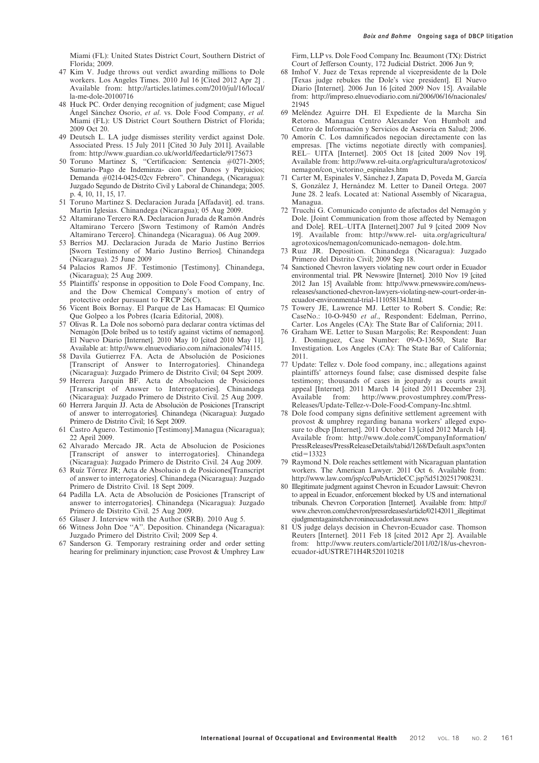Miami (FL): United States District Court, Southern District of Florida; 2009.

47 Kim V. Judge throws out verdict awarding millions to Dole workers. Los Angeles Times. 2010 Jul 16 [Cited 2012 Apr 2] . Available from: http://articles.latimes.com/2010/jul/16/local/la-me-dole-20100716

48 Huck PC. Order denying recognition of judgment; case Miguel Ángel Sánchez Osorio, *et al*. vs. Dole Food Company, *et al.* Miami (FL): US District Court Southern District of Florida; 2009 Oct 20.

49 Deutsch L. LA judge dismisses sterility verdict against Dole. Associated Press. 15 July 2011 [Cited 30 July 2011]. Available from: http://www.guardian.co.uk/world/feedarticle/9175673

50 Toruno Martinez S, "Certificacion: Sentencia #0271-2005; Sumario–Pago de Indeminza- cion por Danos y Perjuicios; Demanda #0214-0425-02cv Febrero". Chinandega, (Nicaragua): Juzgado Segundo de Distrito Civil y Laboral de Chinandega; 2005. p. 4, 10, 11, 15, 17.

51 Toruno Martinez S. Declaracion Jurada [Affadavit]. ed. trans. Martin Iglesias. Chinandega (Nicaragua); 05 Aug 2009.

52 Altamirano Tercero RA. Declaracion Jurada de Ramón Andrés Altamirano Tercero [Sworn Testimony of Ramón Andrés Altamirano Tercero]. Chinandega (Nicaragua). 06 Aug 2009.

53 Berrios MJ. Declaracion Jurada de Mario Justino Berrios [Sworn Testimony of Mario Justino Berrios]. Chinandega (Nicaragua). 25 June 2009

54 Palacios Ramos JF. Testimonio [Testimony]. Chinandega, (Nicaragua); 25 Aug 2009.

55 Plaintiffs' response in opposition to Dole Food Company, Inc. and the Dow Chemical Company's motion of entry of protective order pursuant to FRCP 26(C).

56 Vicent Boix Bornay. El Parque de Las Hamacas: El Quimico Que Golpeo a los Pobres (Icaria Editorial, 2008).

57 Olivas R. La Dole nos sobornó para declarar contra víctimas del Nemagón [Dole bribed us to testify against victims of nemagon]. El Nuevo Diario [Internet]. 2010 May 10 [cited 2010 May 11]. Available at: http://www.elnuevodiario.com.ni/nacionales/74115.

58 Davila Gutierrez FA. Acta de Absolución de Posiciones [Transcript of Answer to Interrogatories]. Chinandega (Nicaragua): Juzgado Primero de Distrito Civil; 04 Sept 2009.

59 Herrera Jarquin BF. Acta de Absolucion de Posiciones [Transcript of Answer to Interrogatories]. Chinandega (Nicaragua): Juzgado Primero de Distrito Civil. 25 Aug 2009.

60 Herrera Jarquin JJ. Acta de Absolución de Posiciones [Transcript of answer to interrogatories]. Chinandega (Nicaragua): Juzgado Primero de Distrito Civil; 16 Sept 2009.

61 Castro Aguero. Testimonio [Testimony].Managua (Nicaragua); 22 April 2009.

62 Alvarado Mercado JR. Acta de Absolucion de Posiciones [Transcript of answer to interrogatories]. Chinandega (Nicaragua): Juzgado Primero de Distrito Civil. 24 Aug 2009.

63 Ruíz Tórrez JR; Acta de Absolucio n de Posiciones[Transcript of answer to interrogatories]. Chinandega (Nicaragua): Juzgado Primero de Distrito Civil. 18 Sept 2009.

64 Padilla LA. Acta de Absolución de Posiciones [Transcript of answer to interrogatories]. Chinandega (Nicaragua): Juzgado Primero de Distrito Civil. 25 Aug 2009.

65 Glaser J. Interview with the Author (SRB). 2010 Aug 5.

66 Witness John Doe "A". Deposition. Chinandega (Nicaragua): Juzgado Primero del Distrito Civil; 2009 Sep 4.

67 Sanderson G. Temporary restraining order and order setting hearing for preliminary injunction; case Provost & Umphrey Law Firm, LLP vs. Dole Food Company Inc. Beaumont (TX): District Court of Jefferson County, 172 Judicial District. 2006 Jun 9;

68 Imhof V. Juez de Texas reprende al vicepresidente de la Dole [Texas judge rebukes the Dole's vice president]. El Nuevo Diario [Internet]. 2006 Jun 16 [cited 2009 Nov 15]. Available from: http://impreso.elnuevodiario.com.ni/2006/06/16/nacionales/21945

69 Meléndez Aguirre DH. El Expediente de la Marcha Sin Retorno. Managua Centro Alexander Von Humbolt and Centro de Información y Servicios de Asesoría en Salud; 2006.

70 Amorín C. Los damnificados negocian directamente con las empresas. [The victims negotiate directly with companies]. REL– UITA [Internet]. 2005 Oct 18 [cited 2009 Nov 19]. Available from: http://www.rel-uita.org/agricultura/agrotoxicos/nemagon/con_victorino_espinales.htm

71 Carter M, Espinales V, Sánchez J, Zapata D, Poveda M, García S, González J, Hernández M. Letter to Daneil Ortega. 2007 June 28. 2 leafs. Located at: National Assembly of Nicaragua, Managua.

72 Trucchi G. Comunicado conjunto de afectados del Nemagón y Dole. [Joint Communication from those affected by Nemagon and Dole]. REL–UITA [Internet].2007 Jul 9 [cited 2009 Nov 19]. Available from: http://www.rel- uita.org/agricultura/agrotoxicos/nemagon/comunicado-nemagon- dole.htm.

73 Ruız JR. Deposition. Chinandega (Nicaragua): Juzgado Primero del Distrito Civil; 2009 Sep 18.

74 Sanctioned Chevron lawyers violating new court order in Ecuador environmental trial. PR Newswire [Internet]. 2010 Nov 19 [cited 2012 Jan 15] Available from: http://www.prnewswire.com/news-releases/sanctioned-chevron-lawyers-violating-new-court-order-in-ecuador-environmental-trial-111058134.html.

75 Towery JE, Lawrence MJ. Letter to Robert S. Condie; Re: CaseNo.: 10-O-9450 *et al*., Respondent: Edelman, Perrino, Carter. Los Angeles (CA): The State Bar of California; 2011.

76 Graham WE. Letter to Susan Margolis; Re: Respondent: Juan J. Dominguez, Case Number: 09-O-13650, State Bar Investigation. Los Angeles (CA): The State Bar of California; 2011.

77 Update: Tellez v. Dole food company, inc.; allegations against plaintiffs' attorneys found false; case dismissed despite false testimony; thousands of cases in jeopardy as courts await appeal [Internet]. 2011 March 14 [cited 2011 December 23]. Available from: http://www.provostumphrey.com/Press-Releases/Update-Tellez-v-Dole-Food-Company-Inc.shtml.

78 Dole food company signs definitive settlement agreement with provost & umphrey regarding banana workers' alleged exposure to dbcp [Internet]. 2011 October 13 [cited 2012 March 14]. Available from: http://www.dole.com/CompanyInformation/PressReleases/PressReleaseDetails/tabid/1268/Default.aspx?contentid=13323

79 Raymond N. Dole reaches settlement with Nicaraguan plantation workers. The American Lawyer. 2011 Oct 6. Available from: http://www.law.com/jsp/cc/PubArticleCC.jsp?id51202517908231.

80 Illegitimate judgment against Chevron in Ecuador Lawsuit: Chevron to appeal in Ecuador, enforcement blocked by US and international tribunals. Chevron Corporation [Internet]. Available from: http://www.chevron.com/chevron/pressreleases/article/02142011_illegitimatejudgmentagainstchevroninecuadorlawsuit.news

81 US judge delays decision in Chevron-Ecuador case. Thomson Reuters [Internet]. 2011 Feb 18 [cited 2012 Apr 2]. Available from: http://www.reuters.com/article/2011/02/18/us-chevron-ecuador-idUSTRE71H4R520110218